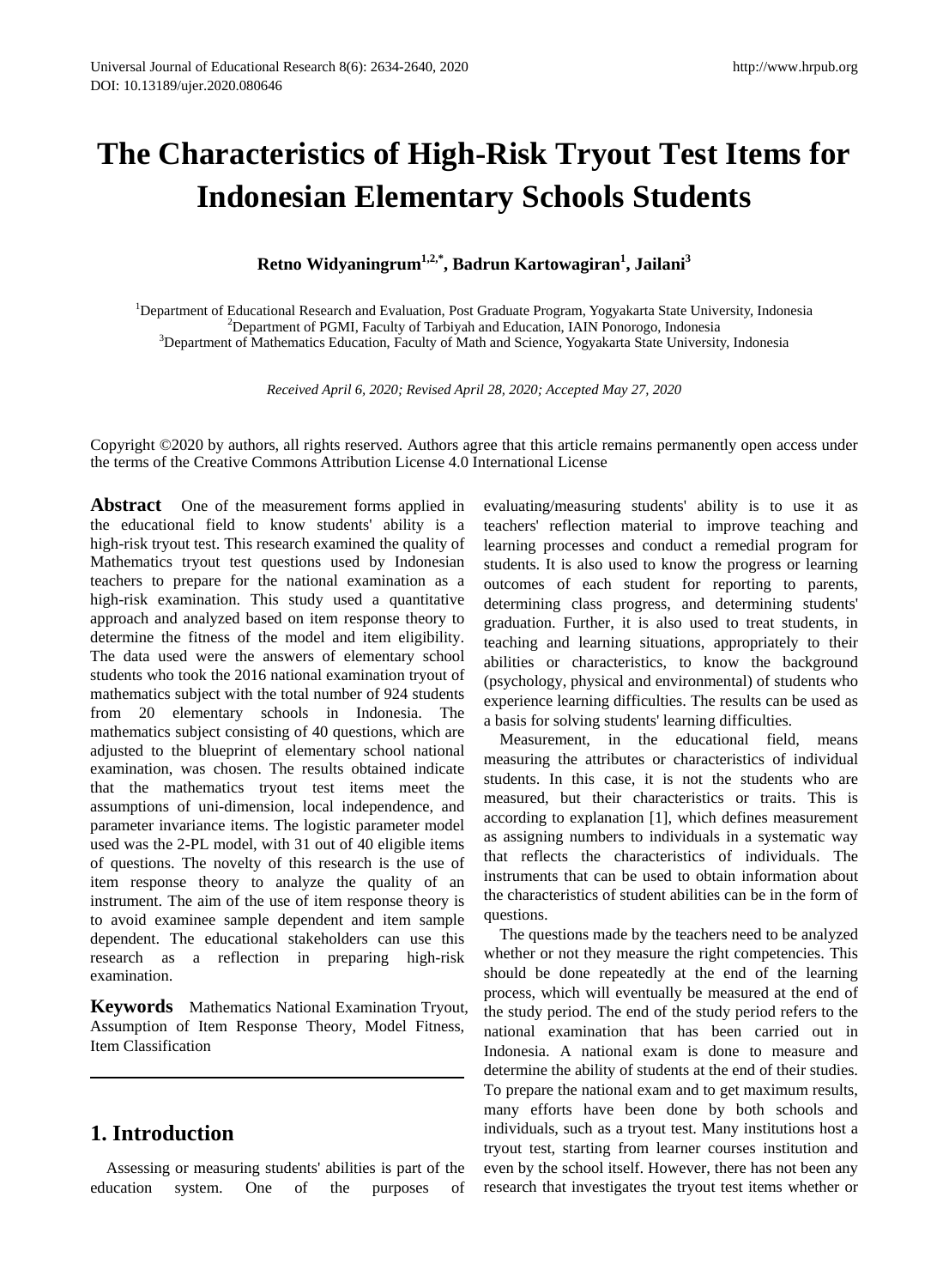# The Characteristics of High-Risk Tryout Test Items for Indonesian Elementary Schools Students

**Retno Widyaningrum[1,2,*], Badrun Kartowagiran[1], Jailani[3]**

[1]Department of Educational Research and Evaluation, Post Graduate Program, Yogyakarta State University, Indonesia
[2]Department of PGMI, Faculty of Tarbiyah and Education, IAIN Ponorogo, Indonesia
[3]Department of Mathematics Education, Faculty of Math and Science, Yogyakarta State University, Indonesia

*Received April 6, 2020; Revised April 28, 2020; Accepted May 27, 2020*

Copyright ©2020 by authors, all rights reserved. Authors agree that this article remains permanently open access under the terms of the Creative Commons Attribution License 4.0 International License

**Abstract** One of the measurement forms applied in the educational field to know students' ability is a high-risk tryout test. This research examined the quality of Mathematics tryout test questions used by Indonesian teachers to prepare for the national examination as a high-risk examination. This study used a quantitative approach and analyzed based on item response theory to determine the fitness of the model and item eligibility. The data used were the answers of elementary school students who took the 2016 national examination tryout of mathematics subject with the total number of 924 students from 20 elementary schools in Indonesia. The mathematics subject consisting of 40 questions, which are adjusted to the blueprint of elementary school national examination, was chosen. The results obtained indicate that the mathematics tryout test items meet the assumptions of uni-dimension, local independence, and parameter invariance items. The logistic parameter model used was the 2-PL model, with 31 out of 40 eligible items of questions. The novelty of this research is the use of item response theory to analyze the quality of an instrument. The aim of the use of item response theory is to avoid examinee sample dependent and item sample dependent. The educational stakeholders can use this research as a reflection in preparing high-risk examination.

**Keywords** Mathematics National Examination Tryout, Assumption of Item Response Theory, Model Fitness, Item Classification

## 1. Introduction

Assessing or measuring students' abilities is part of the education system. One of the purposes of evaluating/measuring students' ability is to use it as teachers' reflection material to improve teaching and learning processes and conduct a remedial program for students. It is also used to know the progress or learning outcomes of each student for reporting to parents, determining class progress, and determining students' graduation. Further, it is also used to treat students, in teaching and learning situations, appropriately to their abilities or characteristics, to know the background (psychology, physical and environmental) of students who experience learning difficulties. The results can be used as a basis for solving students' learning difficulties.

Measurement, in the educational field, means measuring the attributes or characteristics of individual students. In this case, it is not the students who are measured, but their characteristics or traits. This is according to explanation [1], which defines measurement as assigning numbers to individuals in a systematic way that reflects the characteristics of individuals. The instruments that can be used to obtain information about the characteristics of student abilities can be in the form of questions.

The questions made by the teachers need to be analyzed whether or not they measure the right competencies. This should be done repeatedly at the end of the learning process, which will eventually be measured at the end of the study period. The end of the study period refers to the national examination that has been carried out in Indonesia. A national exam is done to measure and determine the ability of students at the end of their studies. To prepare the national exam and to get maximum results, many efforts have been done by both schools and individuals, such as a tryout test. Many institutions host a tryout test, starting from learner courses institution and even by the school itself. However, there has not been any research that investigates the tryout test items whether or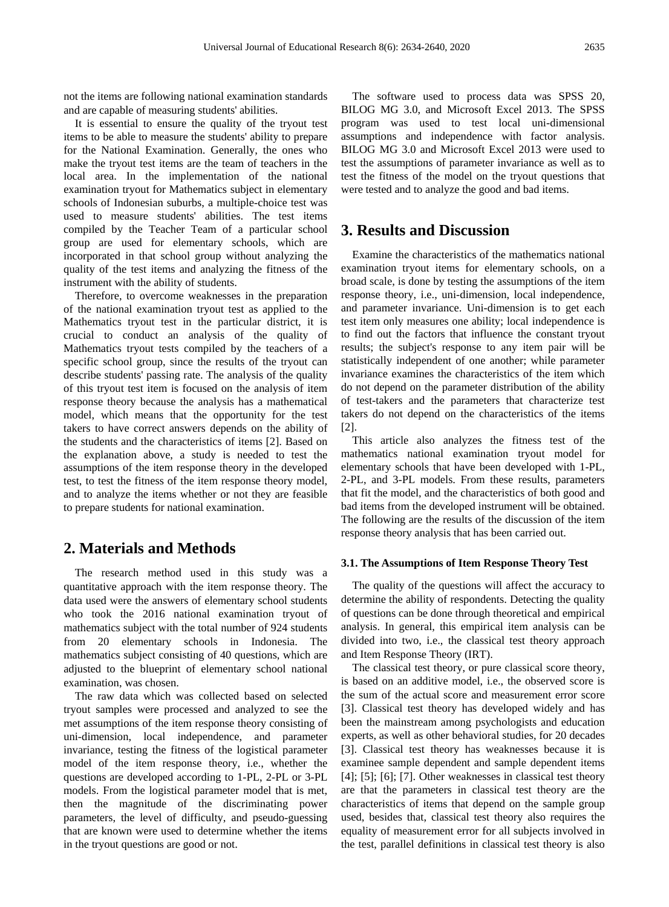not the items are following national examination standards and are capable of measuring students' abilities.

It is essential to ensure the quality of the tryout test items to be able to measure the students' ability to prepare for the National Examination. Generally, the ones who make the tryout test items are the team of teachers in the local area. In the implementation of the national examination tryout for Mathematics subject in elementary schools of Indonesian suburbs, a multiple-choice test was used to measure students' abilities. The test items compiled by the Teacher Team of a particular school group are used for elementary schools, which are incorporated in that school group without analyzing the quality of the test items and analyzing the fitness of the instrument with the ability of students.

Therefore, to overcome weaknesses in the preparation of the national examination tryout test as applied to the Mathematics tryout test in the particular district, it is crucial to conduct an analysis of the quality of Mathematics tryout tests compiled by the teachers of a specific school group, since the results of the tryout can describe students' passing rate. The analysis of the quality of this tryout test item is focused on the analysis of item response theory because the analysis has a mathematical model, which means that the opportunity for the test takers to have correct answers depends on the ability of the students and the characteristics of items [2]. Based on the explanation above, a study is needed to test the assumptions of the item response theory in the developed test, to test the fitness of the item response theory model, and to analyze the items whether or not they are feasible to prepare students for national examination.

## 2. Materials and Methods

The research method used in this study was a quantitative approach with the item response theory. The data used were the answers of elementary school students who took the 2016 national examination tryout of mathematics subject with the total number of 924 students from 20 elementary schools in Indonesia. The mathematics subject consisting of 40 questions, which are adjusted to the blueprint of elementary school national examination, was chosen.

The raw data which was collected based on selected tryout samples were processed and analyzed to see the met assumptions of the item response theory consisting of uni-dimension, local independence, and parameter invariance, testing the fitness of the logistical parameter model of the item response theory, i.e., whether the questions are developed according to 1-PL, 2-PL or 3-PL models. From the logistical parameter model that is met, then the magnitude of the discriminating power parameters, the level of difficulty, and pseudo-guessing that are known were used to determine whether the items in the tryout questions are good or not.

The software used to process data was SPSS 20, BILOG MG 3.0, and Microsoft Excel 2013. The SPSS program was used to test local uni-dimensional assumptions and independence with factor analysis. BILOG MG 3.0 and Microsoft Excel 2013 were used to test the assumptions of parameter invariance as well as to test the fitness of the model on the tryout questions that were tested and to analyze the good and bad items.

## 3. Results and Discussion

Examine the characteristics of the mathematics national examination tryout items for elementary schools, on a broad scale, is done by testing the assumptions of the item response theory, i.e., uni-dimension, local independence, and parameter invariance. Uni-dimension is to get each test item only measures one ability; local independence is to find out the factors that influence the constant tryout results; the subject's response to any item pair will be statistically independent of one another; while parameter invariance examines the characteristics of the item which do not depend on the parameter distribution of the ability of test-takers and the parameters that characterize test takers do not depend on the characteristics of the items [2].

This article also analyzes the fitness test of the mathematics national examination tryout model for elementary schools that have been developed with 1-PL, 2-PL, and 3-PL models. From these results, parameters that fit the model, and the characteristics of both good and bad items from the developed instrument will be obtained. The following are the results of the discussion of the item response theory analysis that has been carried out.

### 3.1. The Assumptions of Item Response Theory Test

The quality of the questions will affect the accuracy to determine the ability of respondents. Detecting the quality of questions can be done through theoretical and empirical analysis. In general, this empirical item analysis can be divided into two, i.e., the classical test theory approach and Item Response Theory (IRT).

The classical test theory, or pure classical score theory, is based on an additive model, i.e., the observed score is the sum of the actual score and measurement error score [3]. Classical test theory has developed widely and has been the mainstream among psychologists and education experts, as well as other behavioral studies, for 20 decades [3]. Classical test theory has weaknesses because it is examinee sample dependent and sample dependent items [4]; [5]; [6]; [7]. Other weaknesses in classical test theory are that the parameters in classical test theory are the characteristics of items that depend on the sample group used, besides that, classical test theory also requires the equality of measurement error for all subjects involved in the test, parallel definitions in classical test theory is also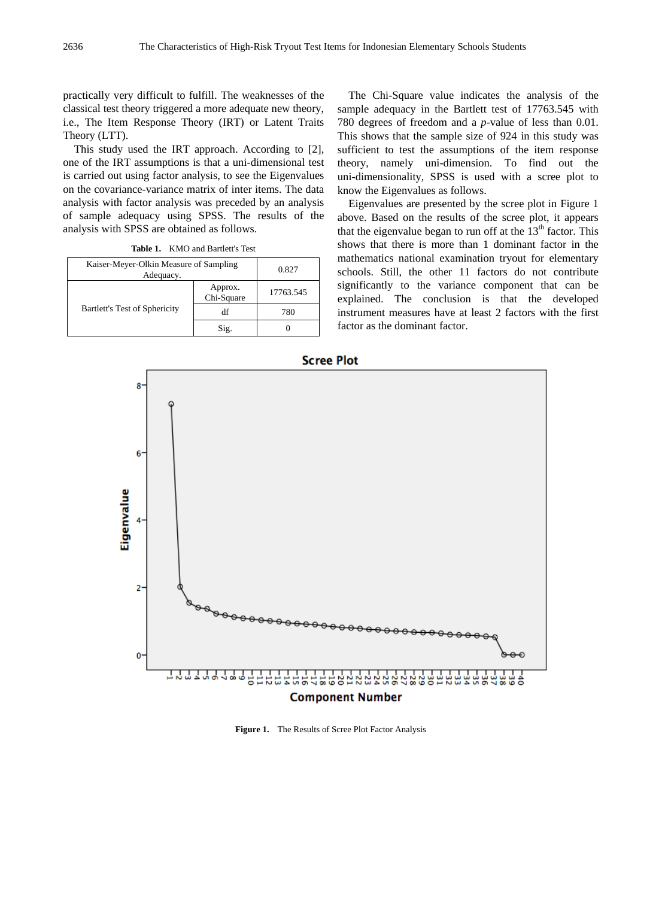practically very difficult to fulfill. The weaknesses of the classical test theory triggered a more adequate new theory, i.e., The Item Response Theory (IRT) or Latent Traits Theory (LTT).

This study used the IRT approach. According to [2], one of the IRT assumptions is that a uni-dimensional test is carried out using factor analysis, to see the Eigenvalues on the covariance-variance matrix of inter items. The data analysis with factor analysis was preceded by an analysis of sample adequacy using SPSS. The results of the analysis with SPSS are obtained as follows.

**Table 1.** KMO and Bartlett's Test

| Kaiser-Meyer-Olkin Measure of Sampling Adequacy. | | 0.827 |
|---|---|---|
| Bartlett's Test of Sphericity | Approx. Chi-Square | 17763.545 |
| | df | 780 |
| | Sig. | 0 |

The Chi-Square value indicates the analysis of the sample adequacy in the Bartlett test of 17763.545 with 780 degrees of freedom and a *p*-value of less than 0.01. This shows that the sample size of 924 in this study was sufficient to test the assumptions of the item response theory, namely uni-dimension. To find out the uni-dimensionality, SPSS is used with a scree plot to know the Eigenvalues as follows.

Eigenvalues are presented by the scree plot in Figure 1 above. Based on the results of the scree plot, it appears that the eigenvalue began to run off at the 13th factor. This shows that there is more than 1 dominant factor in the mathematics national examination tryout for elementary schools. Still, the other 11 factors do not contribute significantly to the variance component that can be explained. The conclusion is that the developed instrument measures have at least 2 factors with the first factor as the dominant factor.

**Figure 1.** The Results of Scree Plot Factor Analysis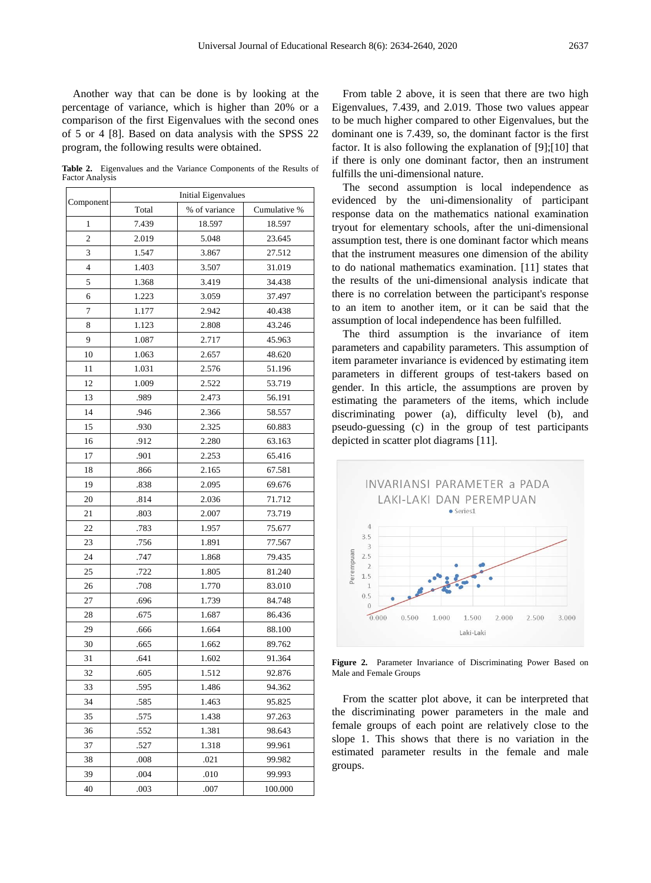Another way that can be done is by looking at the percentage of variance, which is higher than 20% or a comparison of the first Eigenvalues with the second ones of 5 or 4 [8]. Based on data analysis with the SPSS 22 program, the following results were obtained.

**Table 2.** Eigenvalues and the Variance Components of the Results of Factor Analysis

| Component | Initial Eigenvalues | | |
|---|---|---|---|
| | Total | % of variance | Cumulative % |
| 1 | 7.439 | 18.597 | 18.597 |
| 2 | 2.019 | 5.048 | 23.645 |
| 3 | 1.547 | 3.867 | 27.512 |
| 4 | 1.403 | 3.507 | 31.019 |
| 5 | 1.368 | 3.419 | 34.438 |
| 6 | 1.223 | 3.059 | 37.497 |
| 7 | 1.177 | 2.942 | 40.438 |
| 8 | 1.123 | 2.808 | 43.246 |
| 9 | 1.087 | 2.717 | 45.963 |
| 10 | 1.063 | 2.657 | 48.620 |
| 11 | 1.031 | 2.576 | 51.196 |
| 12 | 1.009 | 2.522 | 53.719 |
| 13 | .989 | 2.473 | 56.191 |
| 14 | .946 | 2.366 | 58.557 |
| 15 | .930 | 2.325 | 60.883 |
| 16 | .912 | 2.280 | 63.163 |
| 17 | .901 | 2.253 | 65.416 |
| 18 | .866 | 2.165 | 67.581 |
| 19 | .838 | 2.095 | 69.676 |
| 20 | .814 | 2.036 | 71.712 |
| 21 | .803 | 2.007 | 73.719 |
| 22 | .783 | 1.957 | 75.677 |
| 23 | .756 | 1.891 | 77.567 |
| 24 | .747 | 1.868 | 79.435 |
| 25 | .722 | 1.805 | 81.240 |
| 26 | .708 | 1.770 | 83.010 |
| 27 | .696 | 1.739 | 84.748 |
| 28 | .675 | 1.687 | 86.436 |
| 29 | .666 | 1.664 | 88.100 |
| 30 | .665 | 1.662 | 89.762 |
| 31 | .641 | 1.602 | 91.364 |
| 32 | .605 | 1.512 | 92.876 |
| 33 | .595 | 1.486 | 94.362 |
| 34 | .585 | 1.463 | 95.825 |
| 35 | .575 | 1.438 | 97.263 |
| 36 | .552 | 1.381 | 98.643 |
| 37 | .527 | 1.318 | 99.961 |
| 38 | .008 | .021 | 99.982 |
| 39 | .004 | .010 | 99.993 |
| 40 | .003 | .007 | 100.000 |

From table 2 above, it is seen that there are two high Eigenvalues, 7.439, and 2.019. Those two values appear to be much higher compared to other Eigenvalues, but the dominant one is 7.439, so, the dominant factor is the first factor. It is also following the explanation of [9];[10] that if there is only one dominant factor, then an instrument fulfills the uni-dimensional nature.

The second assumption is local independence as evidenced by the uni-dimensionality of participant response data on the mathematics national examination tryout for elementary schools, after the uni-dimensional assumption test, there is one dominant factor which means that the instrument measures one dimension of the ability to do national mathematics examination. [11] states that the results of the uni-dimensional analysis indicate that there is no correlation between the participant's response to an item to another item, or it can be said that the assumption of local independence has been fulfilled.

The third assumption is the invariance of item parameters and capability parameters. This assumption of item parameter invariance is evidenced by estimating item parameters in different groups of test-takers based on gender. In this article, the assumptions are proven by estimating the parameters of the items, which include discriminating power (a), difficulty level (b), and pseudo-guessing (c) in the group of test participants depicted in scatter plot diagrams [11].

**Figure 2.** Parameter Invariance of Discriminating Power Based on Male and Female Groups

From the scatter plot above, it can be interpreted that the discriminating power parameters in the male and female groups of each point are relatively close to the slope 1. This shows that there is no variation in the estimated parameter results in the female and male groups.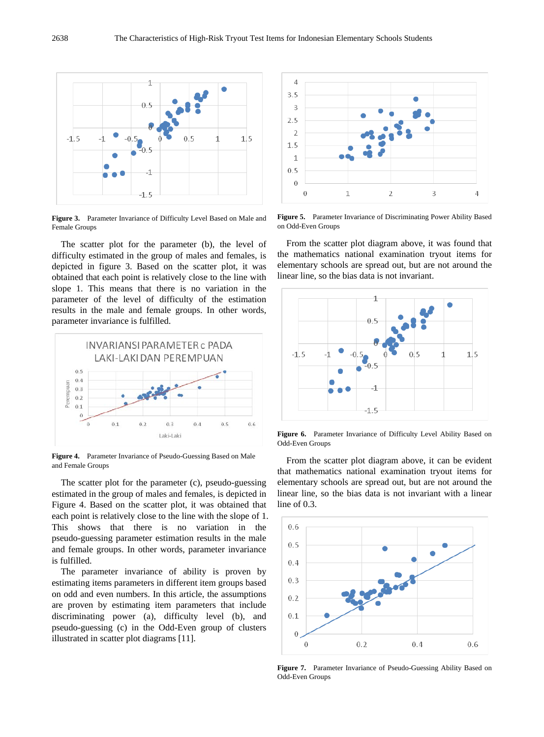**Figure 3.** Parameter Invariance of Difficulty Level Based on Male and Female Groups

The scatter plot for the parameter (b), the level of difficulty estimated in the group of males and females, is depicted in figure 3. Based on the scatter plot, it was obtained that each point is relatively close to the line with slope 1. This means that there is no variation in the parameter of the level of difficulty of the estimation results in the male and female groups. In other words, parameter invariance is fulfilled.

**Figure 4.** Parameter Invariance of Pseudo-Guessing Based on Male and Female Groups

The scatter plot for the parameter (c), pseudo-guessing estimated in the group of males and females, is depicted in Figure 4. Based on the scatter plot, it was obtained that each point is relatively close to the line with the slope of 1. This shows that there is no variation in the pseudo-guessing parameter estimation results in the male and female groups. In other words, parameter invariance is fulfilled.

The parameter invariance of ability is proven by estimating items parameters in different item groups based on odd and even numbers. In this article, the assumptions are proven by estimating item parameters that include discriminating power (a), difficulty level (b), and pseudo-guessing (c) in the Odd-Even group of clusters illustrated in scatter plot diagrams [11].

**Figure 5.** Parameter Invariance of Discriminating Power Ability Based on Odd-Even Groups

From the scatter plot diagram above, it was found that the mathematics national examination tryout items for elementary schools are spread out, but are not around the linear line, so the bias data is not invariant.

**Figure 6.** Parameter Invariance of Difficulty Level Ability Based on Odd-Even Groups

From the scatter plot diagram above, it can be evident that mathematics national examination tryout items for elementary schools are spread out, but are not around the linear line, so the bias data is not invariant with a linear line of 0.3.

**Figure 7.** Parameter Invariance of Pseudo-Guessing Ability Based on Odd-Even Groups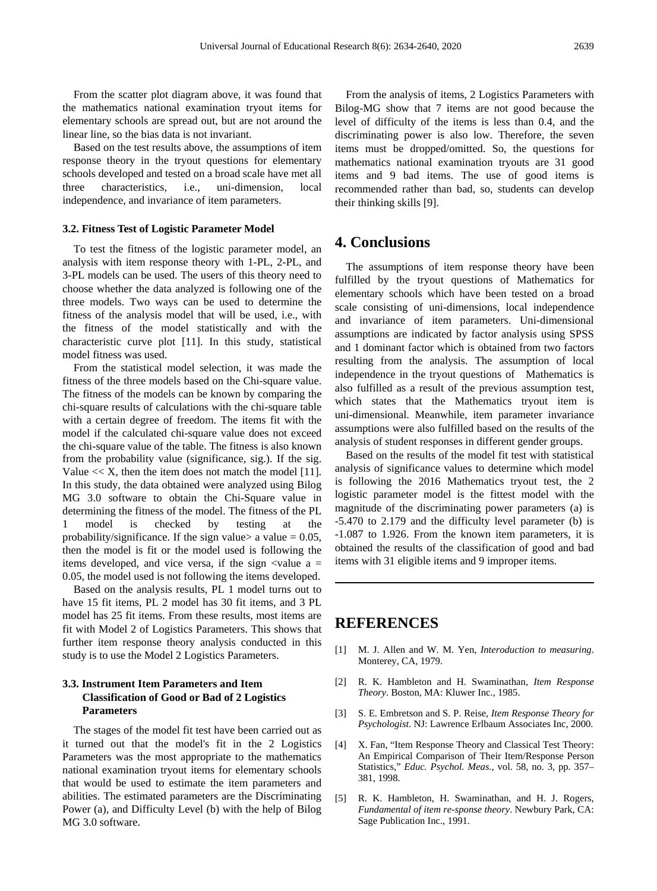From the scatter plot diagram above, it was found that the mathematics national examination tryout items for elementary schools are spread out, but are not around the linear line, so the bias data is not invariant.

Based on the test results above, the assumptions of item response theory in the tryout questions for elementary schools developed and tested on a broad scale have met all three characteristics, i.e., uni-dimension, local independence, and invariance of item parameters.

### 3.2. Fitness Test of Logistic Parameter Model

To test the fitness of the logistic parameter model, an analysis with item response theory with 1-PL, 2-PL, and 3-PL models can be used. The users of this theory need to choose whether the data analyzed is following one of the three models. Two ways can be used to determine the fitness of the analysis model that will be used, i.e., with the fitness of the model statistically and with the characteristic curve plot [11]. In this study, statistical model fitness was used.

From the statistical model selection, it was made the fitness of the three models based on the Chi-square value. The fitness of the models can be known by comparing the chi-square results of calculations with the chi-square table with a certain degree of freedom. The items fit with the model if the calculated chi-square value does not exceed the chi-square value of the table. The fitness is also known from the probability value (significance, sig.). If the sig. Value << X, then the item does not match the model [11]. In this study, the data obtained were analyzed using Bilog MG 3.0 software to obtain the Chi-Square value in determining the fitness of the model. The fitness of the PL 1 model is checked by testing at the probability/significance. If the sign value> a value = 0.05, then the model is fit or the model used is following the items developed, and vice versa, if the sign <value a = 0.05, the model used is not following the items developed.

Based on the analysis results, PL 1 model turns out to have 15 fit items, PL 2 model has 30 fit items, and 3 PL model has 25 fit items. From these results, most items are fit with Model 2 of Logistics Parameters. This shows that further item response theory analysis conducted in this study is to use the Model 2 Logistics Parameters.

### 3.3. Instrument Item Parameters and Item Classification of Good or Bad of 2 Logistics Parameters

The stages of the model fit test have been carried out as it turned out that the model's fit in the 2 Logistics Parameters was the most appropriate to the mathematics national examination tryout items for elementary schools that would be used to estimate the item parameters and abilities. The estimated parameters are the Discriminating Power (a), and Difficulty Level (b) with the help of Bilog MG 3.0 software.

From the analysis of items, 2 Logistics Parameters with Bilog-MG show that 7 items are not good because the level of difficulty of the items is less than 0.4, and the discriminating power is also low. Therefore, the seven items must be dropped/omitted. So, the questions for mathematics national examination tryouts are 31 good items and 9 bad items. The use of good items is recommended rather than bad, so, students can develop their thinking skills [9].

## 4. Conclusions

The assumptions of item response theory have been fulfilled by the tryout questions of Mathematics for elementary schools which have been tested on a broad scale consisting of uni-dimensions, local independence and invariance of item parameters. Uni-dimensional assumptions are indicated by factor analysis using SPSS and 1 dominant factor which is obtained from two factors resulting from the analysis. The assumption of local independence in the tryout questions of Mathematics is also fulfilled as a result of the previous assumption test, which states that the Mathematics tryout item is uni-dimensional. Meanwhile, item parameter invariance assumptions were also fulfilled based on the results of the analysis of student responses in different gender groups.

Based on the results of the model fit test with statistical analysis of significance values to determine which model is following the 2016 Mathematics tryout test, the 2 logistic parameter model is the fittest model with the magnitude of the discriminating power parameters (a) is -5.470 to 2.179 and the difficulty level parameter (b) is -1.087 to 1.926. From the known item parameters, it is obtained the results of the classification of good and bad items with 31 eligible items and 9 improper items.

## REFERENCES

[1] M. J. Allen and W. M. Yen, *Interoduction to measuring*. Monterey, CA, 1979.

[2] R. K. Hambleton and H. Swaminathan, *Item Response Theory*. Boston, MA: Kluwer Inc., 1985.

[3] S. E. Embretson and S. P. Reise, *Item Response Theory for Psychologist*. NJ: Lawrence Erlbaum Associates Inc, 2000.

[4] X. Fan, "Item Response Theory and Classical Test Theory: An Empirical Comparison of Their Item/Response Person Statistics," *Educ. Psychol. Meas.*, vol. 58, no. 3, pp. 357–381, 1998.

[5] R. K. Hambleton, H. Swaminathan, and H. J. Rogers, *Fundamental of item re-sponse theory*. Newbury Park, CA: Sage Publication Inc., 1991.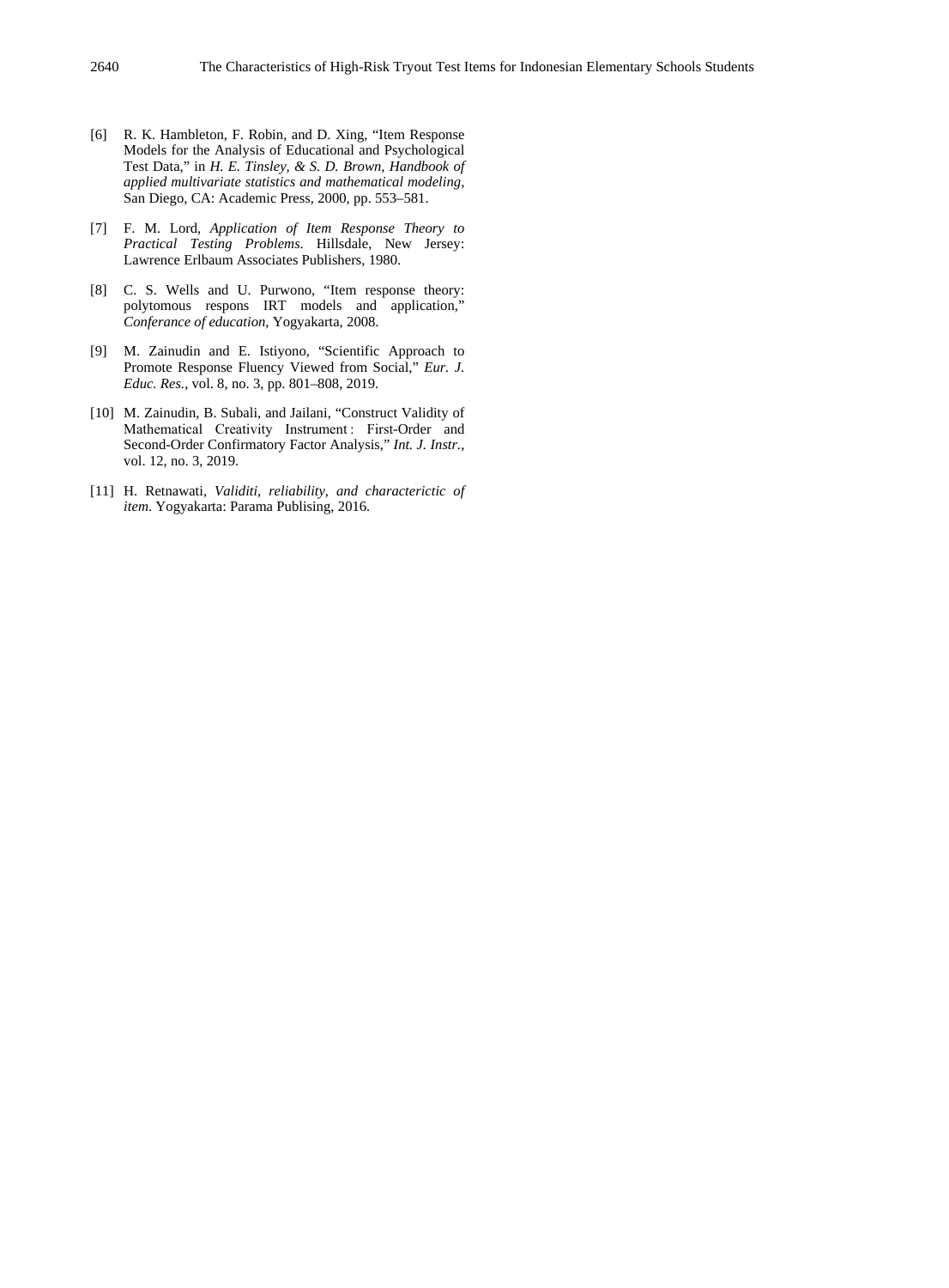[6] R. K. Hambleton, F. Robin, and D. Xing, “Item Response Models for the Analysis of Educational and Psychological Test Data,” in *H. E. Tinsley, & S. D. Brown, Handbook of applied multivariate statistics and mathematical modeling*, San Diego, CA: Academic Press, 2000, pp. 553–581.

[7] F. M. Lord, *Application of Item Response Theory to Practical Testing Problems*. Hillsdale, New Jersey: Lawrence Erlbaum Associates Publishers, 1980.

[8] C. S. Wells and U. Purwono, “Item response theory: polytomous respons IRT models and application,” *Conferance of education*, Yogyakarta, 2008.

[9] M. Zainudin and E. Istiyono, “Scientific Approach to Promote Response Fluency Viewed from Social,” *Eur. J. Educ. Res.*, vol. 8, no. 3, pp. 801–808, 2019.

[10] M. Zainudin, B. Subali, and Jailani, “Construct Validity of Mathematical Creativity Instrument : First-Order and Second-Order Confirmatory Factor Analysis,” *Int. J. Instr.*, vol. 12, no. 3, 2019.

[11] H. Retnawati, *Validiti, reliability, and characterictic of item*. Yogyakarta: Parama Publising, 2016.